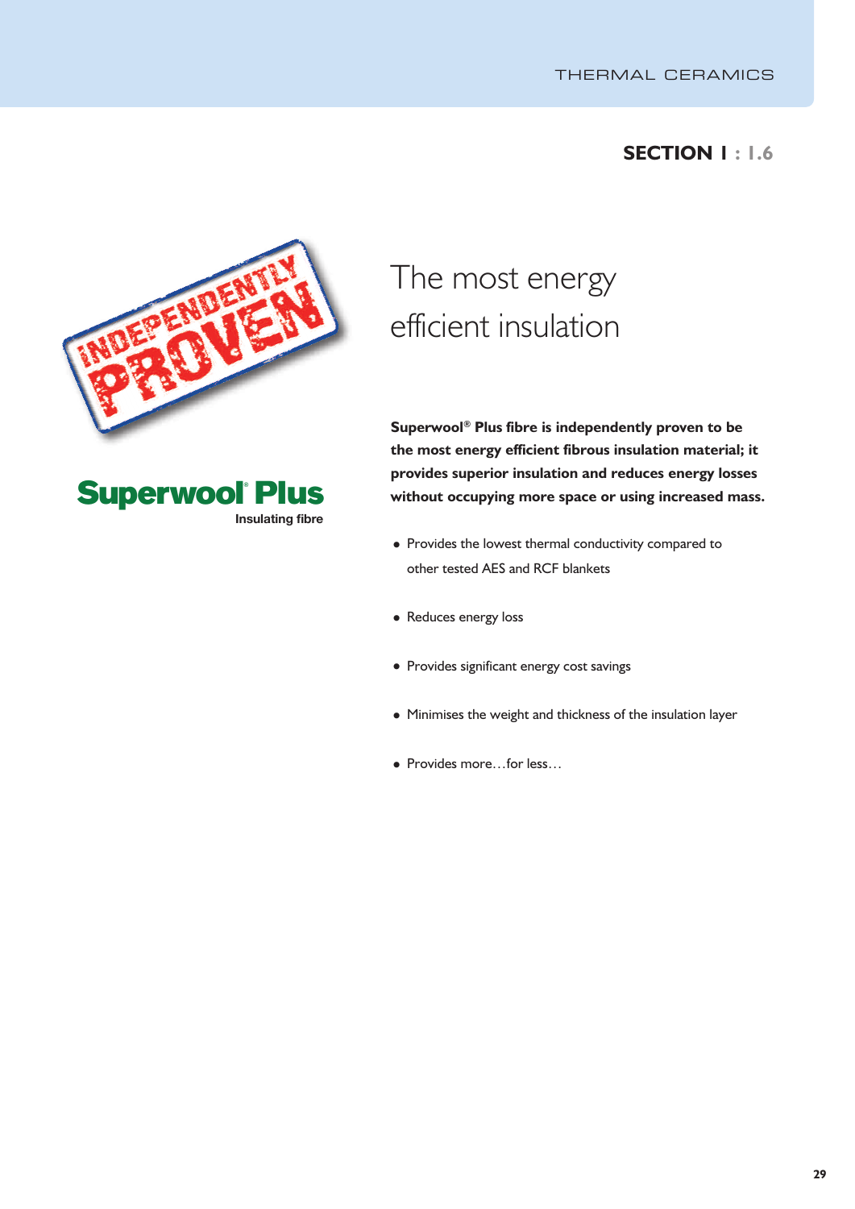SECTION 1 : 1.6

INDEPENDENTLY PROVEN

Superwool® Plus

Insulating fibre

# The most energy efficient insulation

**Superwool® Plus fibre is independently proven to be the most energy efficient fibrous insulation material; it provides superior insulation and reduces energy losses without occupying more space or using increased mass.**

- Provides the lowest thermal conductivity compared to other tested AES and RCF blankets
- Reduces energy loss
- Provides significant energy cost savings
- Minimises the weight and thickness of the insulation layer
- Provides more…for less…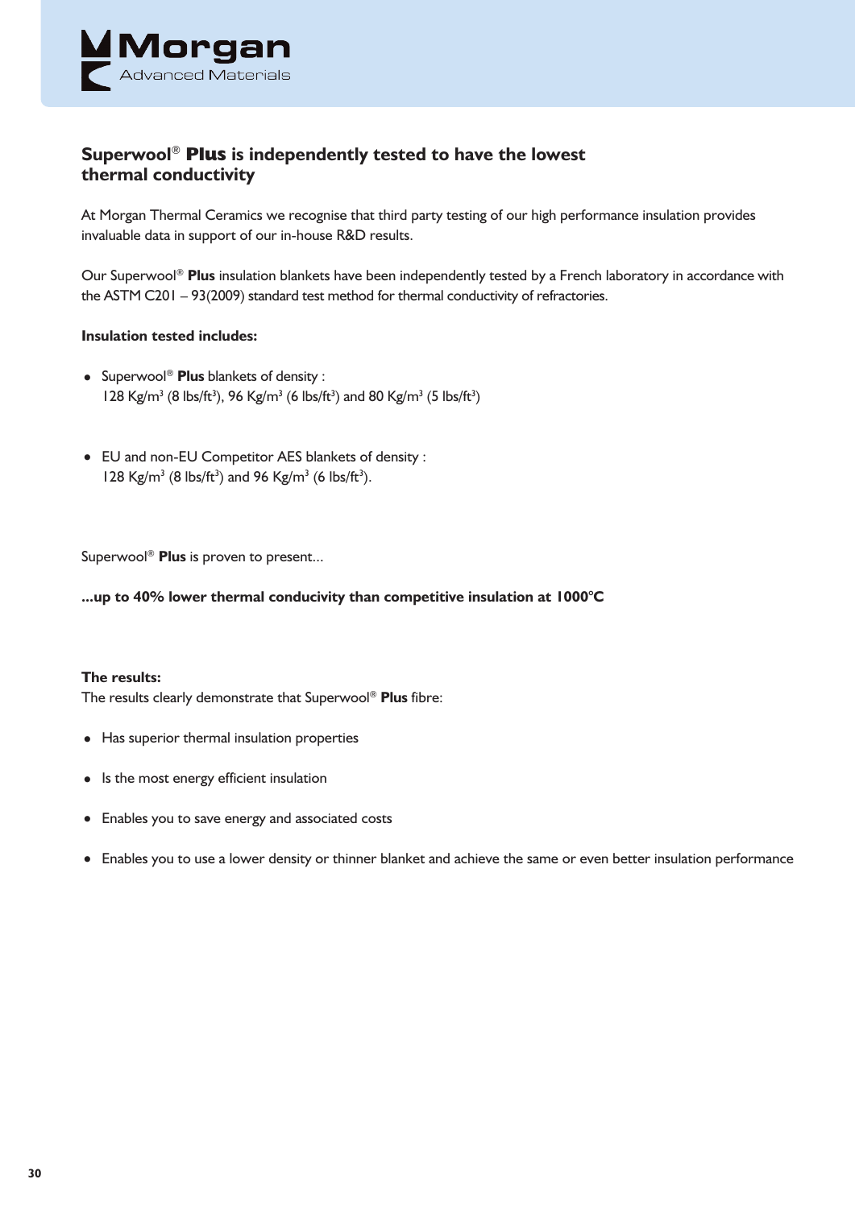## Superwool® **Plus** is independently tested to have the lowest thermal conductivity

At Morgan Thermal Ceramics we recognise that third party testing of our high performance insulation provides invaluable data in support of our in-house R&D results.

Our Superwool® **Plus** insulation blankets have been independently tested by a French laboratory in accordance with the ASTM C201 – 93(2009) standard test method for thermal conductivity of refractories.

**Insulation tested includes:**

- Superwool® **Plus** blankets of density :
  128 Kg/m$^3$ (8 lbs/ft$^3$), 96 Kg/m$^3$ (6 lbs/ft$^3$) and 80 Kg/m$^3$ (5 lbs/ft$^3$)

- EU and non-EU Competitor AES blankets of density :
  128 Kg/m$^3$ (8 lbs/ft$^3$) and 96 Kg/m$^3$ (6 lbs/ft$^3$).

Superwool® **Plus** is proven to present...

**...up to 40% lower thermal conducivity than competitive insulation at 1000°C**

**The results:**
The results clearly demonstrate that Superwool® **Plus** fibre:

- Has superior thermal insulation properties
- Is the most energy efficient insulation
- Enables you to save energy and associated costs
- Enables you to use a lower density or thinner blanket and achieve the same or even better insulation performance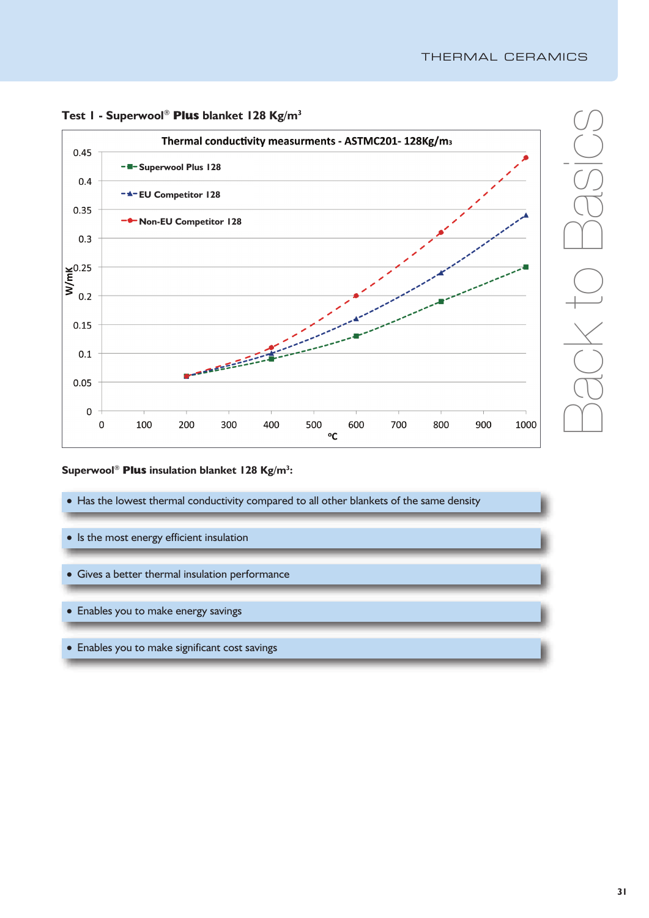### Test 1 - Superwool® **Plus** blanket 128 Kg/m³

**Thermal conductivity measurments - ASTMC201- 128Kg/m3**

| °C | Superwool Plus 128 (W/mK) | EU Competitor 128 (W/mK) | Non-EU Competitor 128 (W/mK) |
|---|---|---|---|
| 200 | 0.06 | 0.06 | 0.06 |
| 400 | 0.09 | 0.10 | 0.11 |
| 600 | 0.13 | 0.16 | 0.20 |
| 800 | 0.19 | 0.24 | 0.31 |
| 1000 | 0.25 | 0.34 | 0.44 |

**Superwool® Plus insulation blanket 128 Kg/m³:**

- Has the lowest thermal conductivity compared to all other blankets of the same density
- Is the most energy efficient insulation
- Gives a better thermal insulation performance
- Enables you to make energy savings
- Enables you to make significant cost savings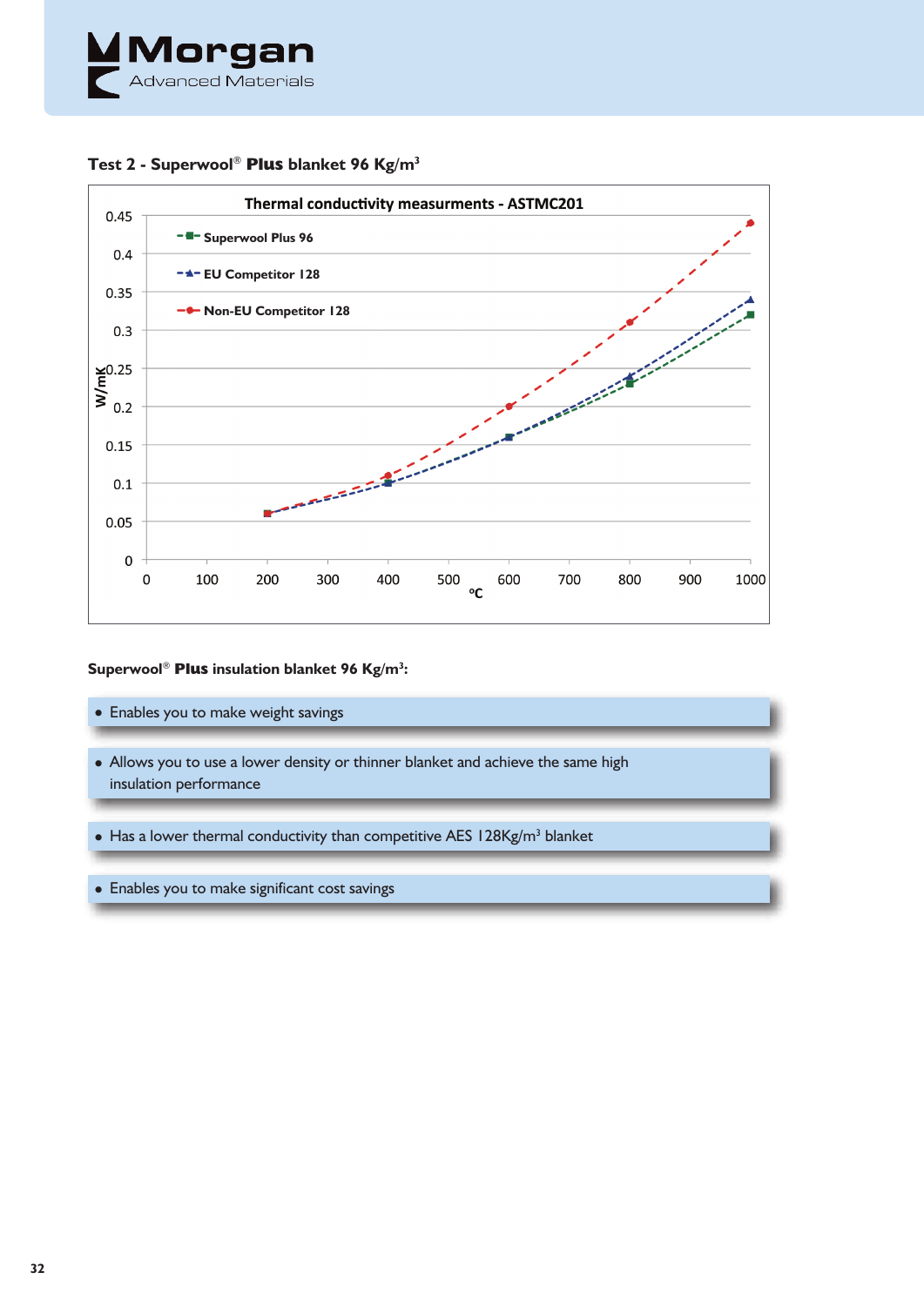### Test 2 - Superwool® **Plus** blanket 96 Kg/m³

**Thermal conductivity measurments - ASTMC201**

- Superwool Plus 96
- EU Competitor 128
- Non-EU Competitor 128

W/mK (0 – 0.45) vs ºC (0 – 1000)

**Superwool® Plus insulation blanket 96 Kg/m³:**

- Enables you to make weight savings
- Allows you to use a lower density or thinner blanket and achieve the same high insulation performance
- Has a lower thermal conductivity than competitive AES 128Kg/m³ blanket
- Enables you to make significant cost savings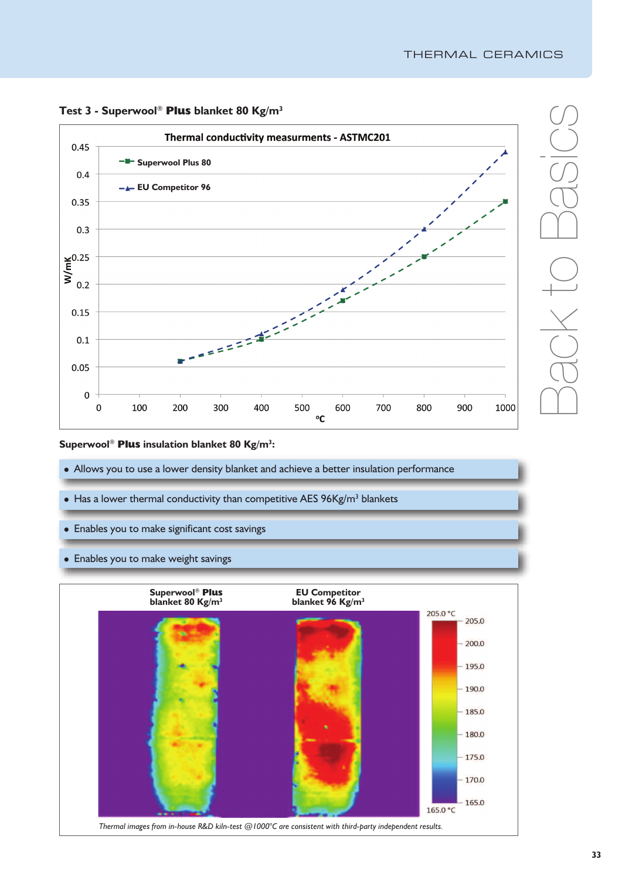### Test 3 - Superwool® **Plus** blanket 80 Kg/m³

**Thermal conductivity measurments - ASTMC201**

Superwool® **Plus** insulation blanket 80 Kg/m³:

- Allows you to use a lower density blanket and achieve a better insulation performance
- Has a lower thermal conductivity than competitive AES 96Kg/m³ blankets
- Enables you to make significant cost savings
- Enables you to make weight savings

Superwool® **Plus** blanket 80 Kg/m³ | EU Competitor blanket 96 Kg/m³

*Thermal images from in-house R&D kiln-test @1000°C are consistent with third-party independent results.*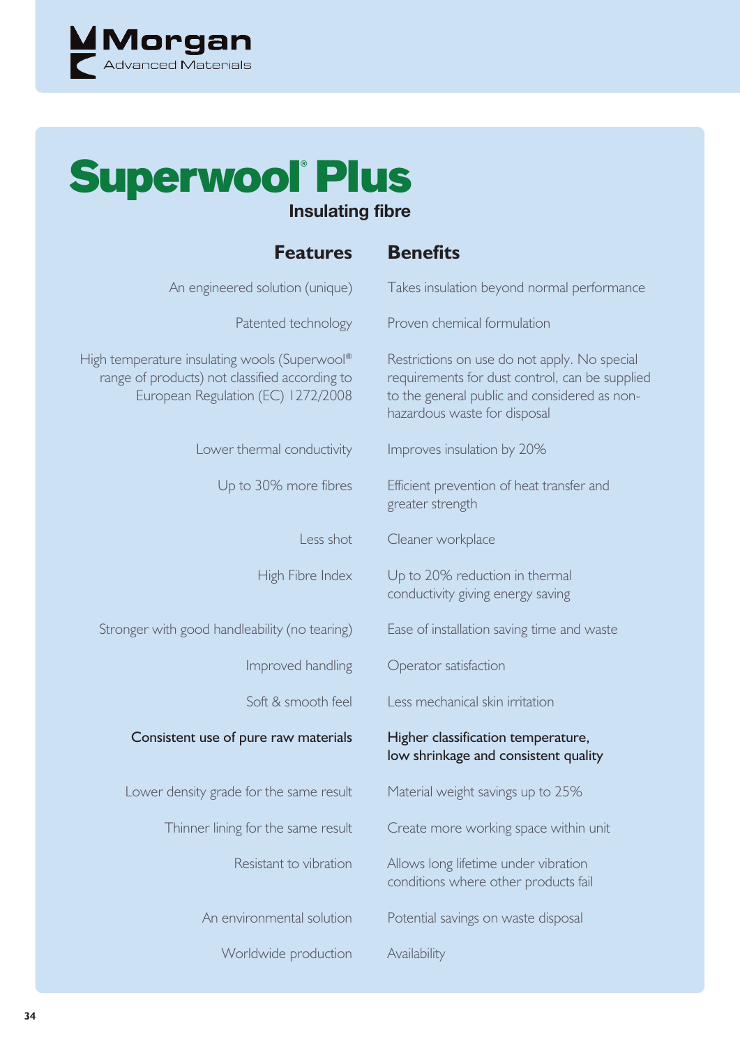Morgan
Advanced Materials

# Superwool® Plus

## Insulating fibre

| Features | Benefits |
|---|---|
| An engineered solution (unique) | Takes insulation beyond normal performance |
| Patented technology | Proven chemical formulation |
| High temperature insulating wools (Superwool® range of products) not classified according to European Regulation (EC) 1272/2008 | Restrictions on use do not apply. No special requirements for dust control, can be supplied to the general public and considered as non-hazardous waste for disposal |
| Lower thermal conductivity | Improves insulation by 20% |
| Up to 30% more fibres | Efficient prevention of heat transfer and greater strength |
| Less shot | Cleaner workplace |
| High Fibre Index | Up to 20% reduction in thermal conductivity giving energy saving |
| Stronger with good handleability (no tearing) | Ease of installation saving time and waste |
| Improved handling | Operator satisfaction |
| Soft & smooth feel | Less mechanical skin irritation |
| Consistent use of pure raw materials | Higher classification temperature, low shrinkage and consistent quality |
| Lower density grade for the same result | Material weight savings up to 25% |
| Thinner lining for the same result | Create more working space within unit |
| Resistant to vibration | Allows long lifetime under vibration conditions where other products fail |
| An environmental solution | Potential savings on waste disposal |
| Worldwide production | Availability |